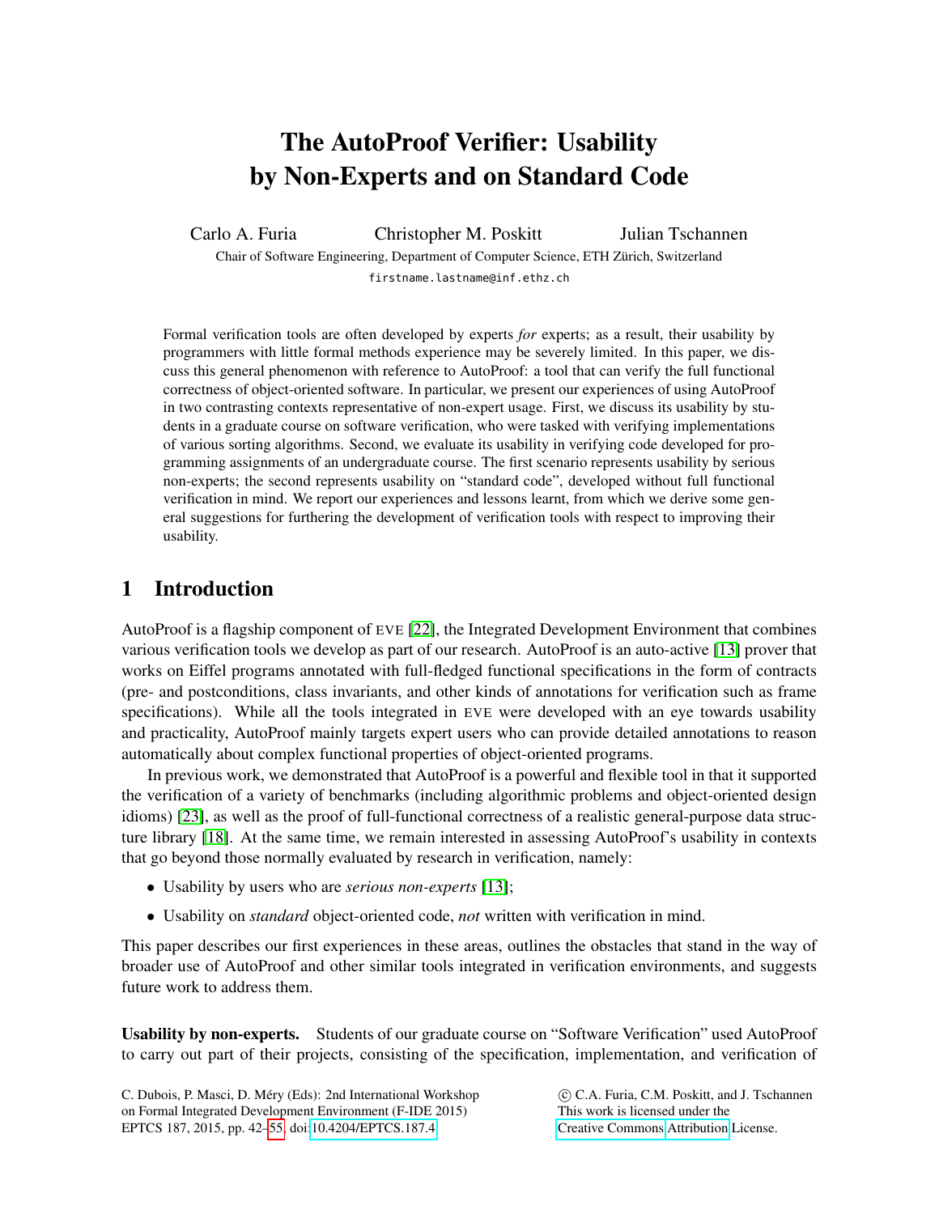# The AutoProof Verifier: Usability by Non-Experts and on Standard Code

Carlo A. Furia  Christopher M. Poskitt  Julian Tschannen

Chair of Software Engineering, Department of Computer Science, ETH Zürich, Switzerland

firstname.lastname@inf.ethz.ch

Formal verification tools are often developed by experts *for* experts; as a result, their usability by programmers with little formal methods experience may be severely limited. In this paper, we discuss this general phenomenon with reference to AutoProof: a tool that can verify the full functional correctness of object-oriented software. In particular, we present our experiences of using AutoProof in two contrasting contexts representative of non-expert usage. First, we discuss its usability by students in a graduate course on software verification, who were tasked with verifying implementations of various sorting algorithms. Second, we evaluate its usability in verifying code developed for programming assignments of an undergraduate course. The first scenario represents usability by serious non-experts; the second represents usability on "standard code", developed without full functional verification in mind. We report our experiences and lessons learnt, from which we derive some general suggestions for furthering the development of verification tools with respect to improving their usability.

## 1 Introduction

AutoProof is a flagship component of EVE [22], the Integrated Development Environment that combines various verification tools we develop as part of our research. AutoProof is an auto-active [13] prover that works on Eiffel programs annotated with full-fledged functional specifications in the form of contracts (pre- and postconditions, class invariants, and other kinds of annotations for verification such as frame specifications). While all the tools integrated in EVE were developed with an eye towards usability and practicality, AutoProof mainly targets expert users who can provide detailed annotations to reason automatically about complex functional properties of object-oriented programs.

In previous work, we demonstrated that AutoProof is a powerful and flexible tool in that it supported the verification of a variety of benchmarks (including algorithmic problems and object-oriented design idioms) [23], as well as the proof of full-functional correctness of a realistic general-purpose data structure library [18]. At the same time, we remain interested in assessing AutoProof's usability in contexts that go beyond those normally evaluated by research in verification, namely:

- Usability by users who are *serious non-experts* [13];
- Usability on *standard* object-oriented code, *not* written with verification in mind.

This paper describes our first experiences in these areas, outlines the obstacles that stand in the way of broader use of AutoProof and other similar tools integrated in verification environments, and suggests future work to address them.

**Usability by non-experts.** Students of our graduate course on "Software Verification" used AutoProof to carry out part of their projects, consisting of the specification, implementation, and verification of

C. Dubois, P. Masci, D. Méry (Eds): 2nd International Workshop on Formal Integrated Development Environment (F-IDE 2015) EPTCS 187, 2015, pp. 42–55, doi:10.4204/EPTCS.187.4

© C.A. Furia, C.M. Poskitt, and J. Tschannen
This work is licensed under the Creative Commons Attribution License.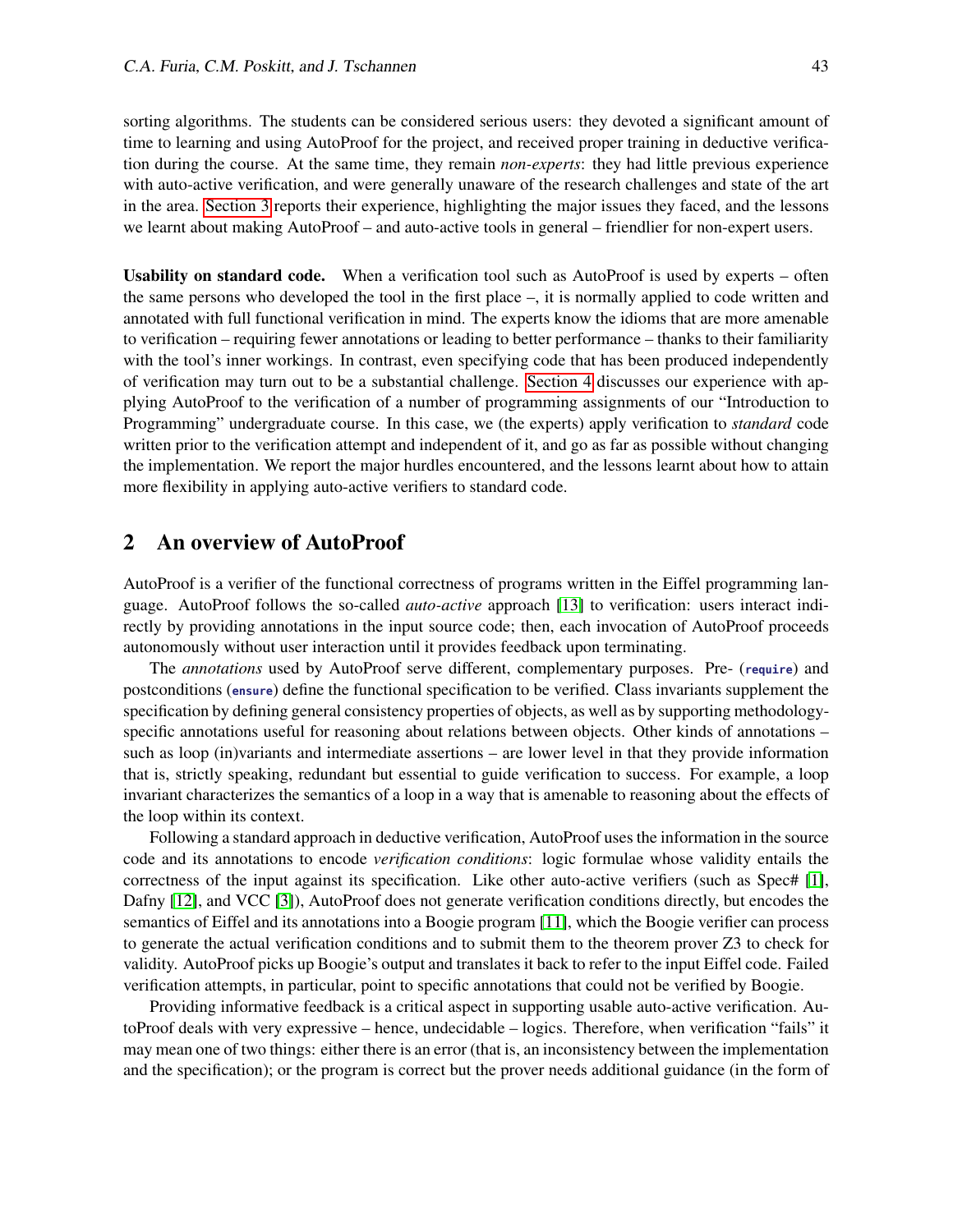sorting algorithms. The students can be considered serious users: they devoted a significant amount of time to learning and using AutoProof for the project, and received proper training in deductive verification during the course. At the same time, they remain *non-experts*: they had little previous experience with auto-active verification, and were generally unaware of the research challenges and state of the art in the area. Section 3 reports their experience, highlighting the major issues they faced, and the lessons we learnt about making AutoProof – and auto-active tools in general – friendlier for non-expert users.

**Usability on standard code.** When a verification tool such as AutoProof is used by experts – often the same persons who developed the tool in the first place –, it is normally applied to code written and annotated with full functional verification in mind. The experts know the idioms that are more amenable to verification – requiring fewer annotations or leading to better performance – thanks to their familiarity with the tool's inner workings. In contrast, even specifying code that has been produced independently of verification may turn out to be a substantial challenge. Section 4 discusses our experience with applying AutoProof to the verification of a number of programming assignments of our "Introduction to Programming" undergraduate course. In this case, we (the experts) apply verification to *standard* code written prior to the verification attempt and independent of it, and go as far as possible without changing the implementation. We report the major hurdles encountered, and the lessons learnt about how to attain more flexibility in applying auto-active verifiers to standard code.

## 2 An overview of AutoProof

AutoProof is a verifier of the functional correctness of programs written in the Eiffel programming language. AutoProof follows the so-called *auto-active* approach [13] to verification: users interact indirectly by providing annotations in the input source code; then, each invocation of AutoProof proceeds autonomously without user interaction until it provides feedback upon terminating.

The *annotations* used by AutoProof serve different, complementary purposes. Pre- (`require`) and postconditions (`ensure`) define the functional specification to be verified. Class invariants supplement the specification by defining general consistency properties of objects, as well as by supporting methodology-specific annotations useful for reasoning about relations between objects. Other kinds of annotations – such as loop (in)variants and intermediate assertions – are lower level in that they provide information that is, strictly speaking, redundant but essential to guide verification to success. For example, a loop invariant characterizes the semantics of a loop in a way that is amenable to reasoning about the effects of the loop within its context.

Following a standard approach in deductive verification, AutoProof uses the information in the source code and its annotations to encode *verification conditions*: logic formulae whose validity entails the correctness of the input against its specification. Like other auto-active verifiers (such as Spec# [1], Dafny [12], and VCC [3]), AutoProof does not generate verification conditions directly, but encodes the semantics of Eiffel and its annotations into a Boogie program [11], which the Boogie verifier can process to generate the actual verification conditions and to submit them to the theorem prover Z3 to check for validity. AutoProof picks up Boogie's output and translates it back to refer to the input Eiffel code. Failed verification attempts, in particular, point to specific annotations that could not be verified by Boogie.

Providing informative feedback is a critical aspect in supporting usable auto-active verification. AutoProof deals with very expressive – hence, undecidable – logics. Therefore, when verification "fails" it may mean one of two things: either there is an error (that is, an inconsistency between the implementation and the specification); or the program is correct but the prover needs additional guidance (in the form of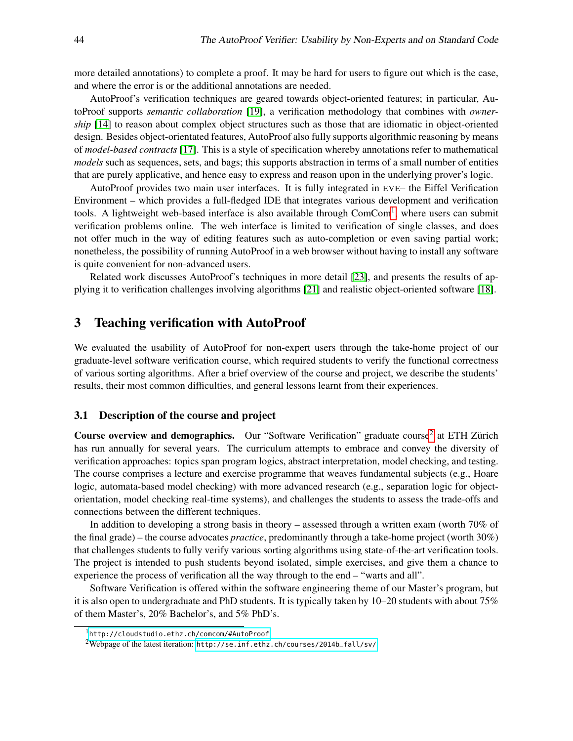more detailed annotations) to complete a proof. It may be hard for users to figure out which is the case, and where the error is or the additional annotations are needed.

AutoProof's verification techniques are geared towards object-oriented features; in particular, AutoProof supports *semantic collaboration* [19], a verification methodology that combines with *ownership* [14] to reason about complex object structures such as those that are idiomatic in object-oriented design. Besides object-orientated features, AutoProof also fully supports algorithmic reasoning by means of *model-based contracts* [17]. This is a style of specification whereby annotations refer to mathematical *models* such as sequences, sets, and bags; this supports abstraction in terms of a small number of entities that are purely applicative, and hence easy to express and reason upon in the underlying prover's logic.

AutoProof provides two main user interfaces. It is fully integrated in EVE– the Eiffel Verification Environment – which provides a full-fledged IDE that integrates various development and verification tools. A lightweight web-based interface is also available through ComCom[1], where users can submit verification problems online. The web interface is limited to verification of single classes, and does not offer much in the way of editing features such as auto-completion or even saving partial work; nonetheless, the possibility of running AutoProof in a web browser without having to install any software is quite convenient for non-advanced users.

Related work discusses AutoProof's techniques in more detail [23], and presents the results of applying it to verification challenges involving algorithms [21] and realistic object-oriented software [18].

## 3 Teaching verification with AutoProof

We evaluated the usability of AutoProof for non-expert users through the take-home project of our graduate-level software verification course, which required students to verify the functional correctness of various sorting algorithms. After a brief overview of the course and project, we describe the students' results, their most common difficulties, and general lessons learnt from their experiences.

### 3.1 Description of the course and project

**Course overview and demographics.** Our "Software Verification" graduate course[2] at ETH Zürich has run annually for several years. The curriculum attempts to embrace and convey the diversity of verification approaches: topics span program logics, abstract interpretation, model checking, and testing. The course comprises a lecture and exercise programme that weaves fundamental subjects (e.g., Hoare logic, automata-based model checking) with more advanced research (e.g., separation logic for object-orientation, model checking real-time systems), and challenges the students to assess the trade-offs and connections between the different techniques.

In addition to developing a strong basis in theory – assessed through a written exam (worth 70% of the final grade) – the course advocates *practice*, predominantly through a take-home project (worth 30%) that challenges students to fully verify various sorting algorithms using state-of-the-art verification tools. The project is intended to push students beyond isolated, simple exercises, and give them a chance to experience the process of verification all the way through to the end – "warts and all".

Software Verification is offered within the software engineering theme of our Master's program, but it is also open to undergraduate and PhD students. It is typically taken by 10–20 students with about 75% of them Master's, 20% Bachelor's, and 5% PhD's.

[1] http://cloudstudio.ethz.ch/comcom/#AutoProof

[2] Webpage of the latest iteration: http://se.inf.ethz.ch/courses/2014b_fall/sv/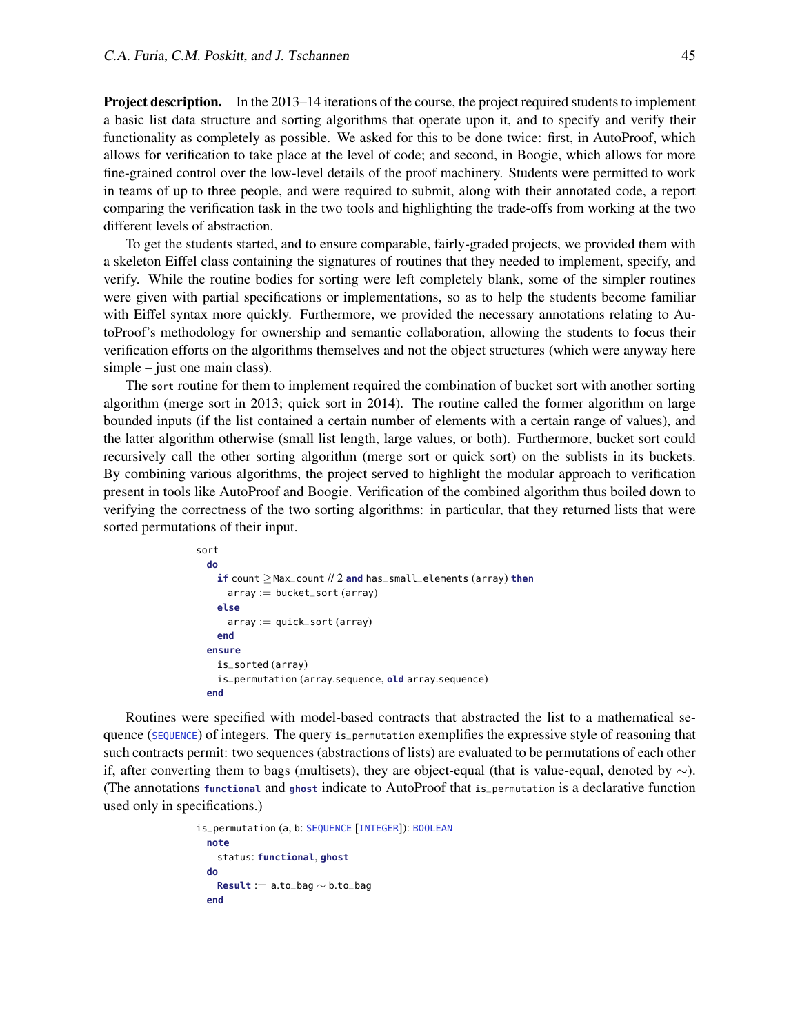**Project description.** In the 2013–14 iterations of the course, the project required students to implement a basic list data structure and sorting algorithms that operate upon it, and to specify and verify their functionality as completely as possible. We asked for this to be done twice: first, in AutoProof, which allows for verification to take place at the level of code; and second, in Boogie, which allows for more fine-grained control over the low-level details of the proof machinery. Students were permitted to work in teams of up to three people, and were required to submit, along with their annotated code, a report comparing the verification task in the two tools and highlighting the trade-offs from working at the two different levels of abstraction.

To get the students started, and to ensure comparable, fairly-graded projects, we provided them with a skeleton Eiffel class containing the signatures of routines that they needed to implement, specify, and verify. While the routine bodies for sorting were left completely blank, some of the simpler routines were given with partial specifications or implementations, so as to help the students become familiar with Eiffel syntax more quickly. Furthermore, we provided the necessary annotations relating to AutoProof's methodology for ownership and semantic collaboration, allowing the students to focus their verification efforts on the algorithms themselves and not the object structures (which were anyway here simple – just one main class).

The `sort` routine for them to implement required the combination of bucket sort with another sorting algorithm (merge sort in 2013; quick sort in 2014). The routine called the former algorithm on large bounded inputs (if the list contained a certain number of elements with a certain range of values), and the latter algorithm otherwise (small list length, large values, or both). Furthermore, bucket sort could recursively call the other sorting algorithm (merge sort or quick sort) on the sublists in its buckets. By combining various algorithms, the project served to highlight the modular approach to verification present in tools like AutoProof and Boogie. Verification of the combined algorithm thus boiled down to verifying the correctness of the two sorting algorithms: in particular, that they returned lists that were sorted permutations of their input.

```
sort
  do
    if count ≥ Max_count // 2 and has_small_elements (array) then
      array := bucket_sort (array)
    else
      array := quick_sort (array)
    end
  ensure
    is_sorted (array)
    is_permutation (array.sequence, old array.sequence)
  end
```

Routines were specified with model-based contracts that abstracted the list to a mathematical sequence (`SEQUENCE`) of integers. The query `is_permutation` exemplifies the expressive style of reasoning that such contracts permit: two sequences (abstractions of lists) are evaluated to be permutations of each other if, after converting them to bags (multisets), they are object-equal (that is value-equal, denoted by $\sim$). (The annotations **`functional`** and **`ghost`** indicate to AutoProof that `is_permutation` is a declarative function used only in specifications.)

```
is_permutation (a, b: SEQUENCE [INTEGER]): BOOLEAN
  note
    status: functional, ghost
  do
    Result := a.to_bag ∼ b.to_bag
  end
```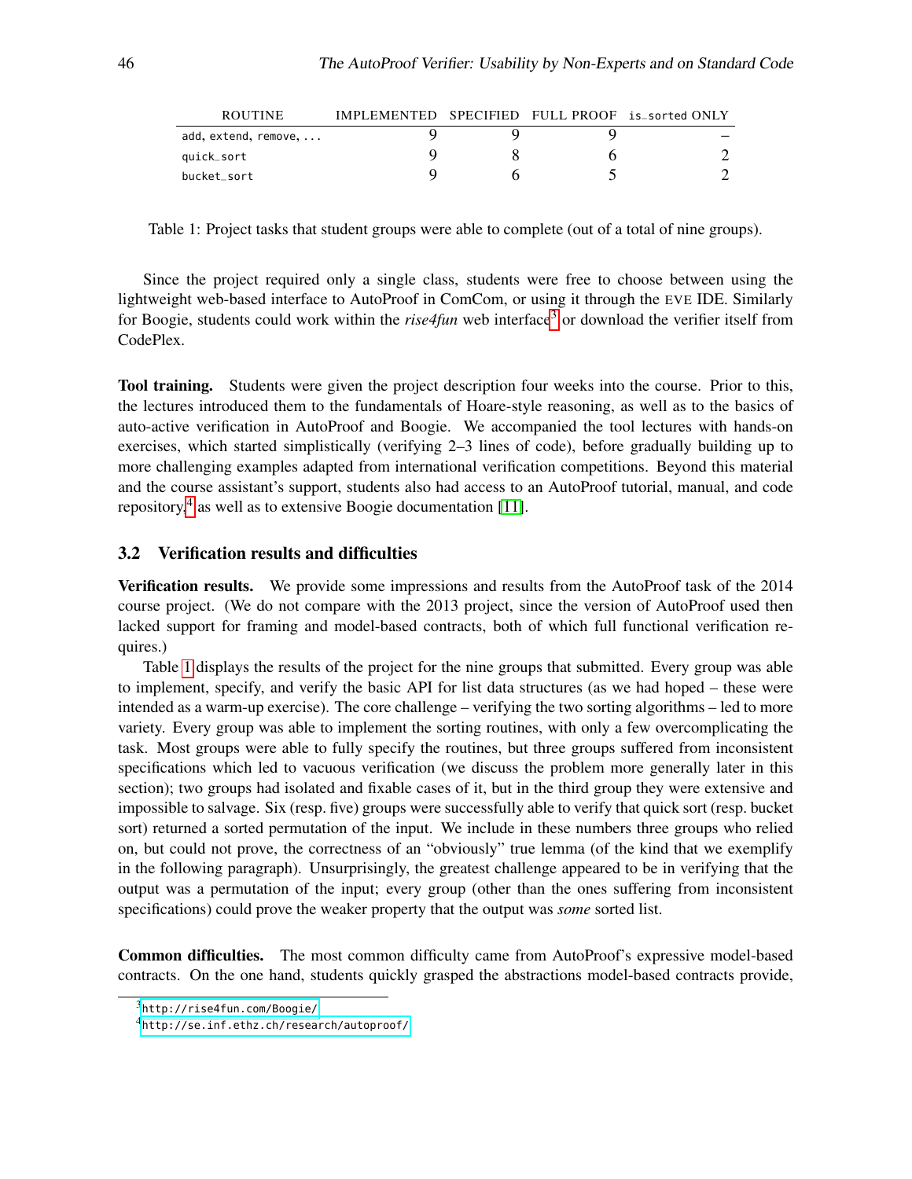| ROUTINE | IMPLEMENTED | SPECIFIED | FULL PROOF | is_sorted ONLY |
|---|---|---|---|---|
| add, extend, remove, ... | 9 | 9 | 9 | – |
| quick_sort | 9 | 8 | 6 | 2 |
| bucket_sort | 9 | 6 | 5 | 2 |

Table 1: Project tasks that student groups were able to complete (out of a total of nine groups).

Since the project required only a single class, students were free to choose between using the lightweight web-based interface to AutoProof in ComCom, or using it through the EVE IDE. Similarly for Boogie, students could work within the *rise4fun* web interface[3] or download the verifier itself from CodePlex.

**Tool training.** Students were given the project description four weeks into the course. Prior to this, the lectures introduced them to the fundamentals of Hoare-style reasoning, as well as to the basics of auto-active verification in AutoProof and Boogie. We accompanied the tool lectures with hands-on exercises, which started simplistically (verifying 2–3 lines of code), before gradually building up to more challenging examples adapted from international verification competitions. Beyond this material and the course assistant's support, students also had access to an AutoProof tutorial, manual, and code repository,[4] as well as to extensive Boogie documentation [11].

### 3.2 Verification results and difficulties

**Verification results.** We provide some impressions and results from the AutoProof task of the 2014 course project. (We do not compare with the 2013 project, since the version of AutoProof used then lacked support for framing and model-based contracts, both of which full functional verification requires.)

Table 1 displays the results of the project for the nine groups that submitted. Every group was able to implement, specify, and verify the basic API for list data structures (as we had hoped – these were intended as a warm-up exercise). The core challenge – verifying the two sorting algorithms – led to more variety. Every group was able to implement the sorting routines, with only a few overcomplicating the task. Most groups were able to fully specify the routines, but three groups suffered from inconsistent specifications which led to vacuous verification (we discuss the problem more generally later in this section); two groups had isolated and fixable cases of it, but in the third group they were extensive and impossible to salvage. Six (resp. five) groups were successfully able to verify that quick sort (resp. bucket sort) returned a sorted permutation of the input. We include in these numbers three groups who relied on, but could not prove, the correctness of an "obviously" true lemma (of the kind that we exemplify in the following paragraph). Unsurprisingly, the greatest challenge appeared to be in verifying that the output was a permutation of the input; every group (other than the ones suffering from inconsistent specifications) could prove the weaker property that the output was *some* sorted list.

**Common difficulties.** The most common difficulty came from AutoProof's expressive model-based contracts. On the one hand, students quickly grasped the abstractions model-based contracts provide,

[3] http://rise4fun.com/Boogie/

[4] http://se.inf.ethz.ch/research/autoproof/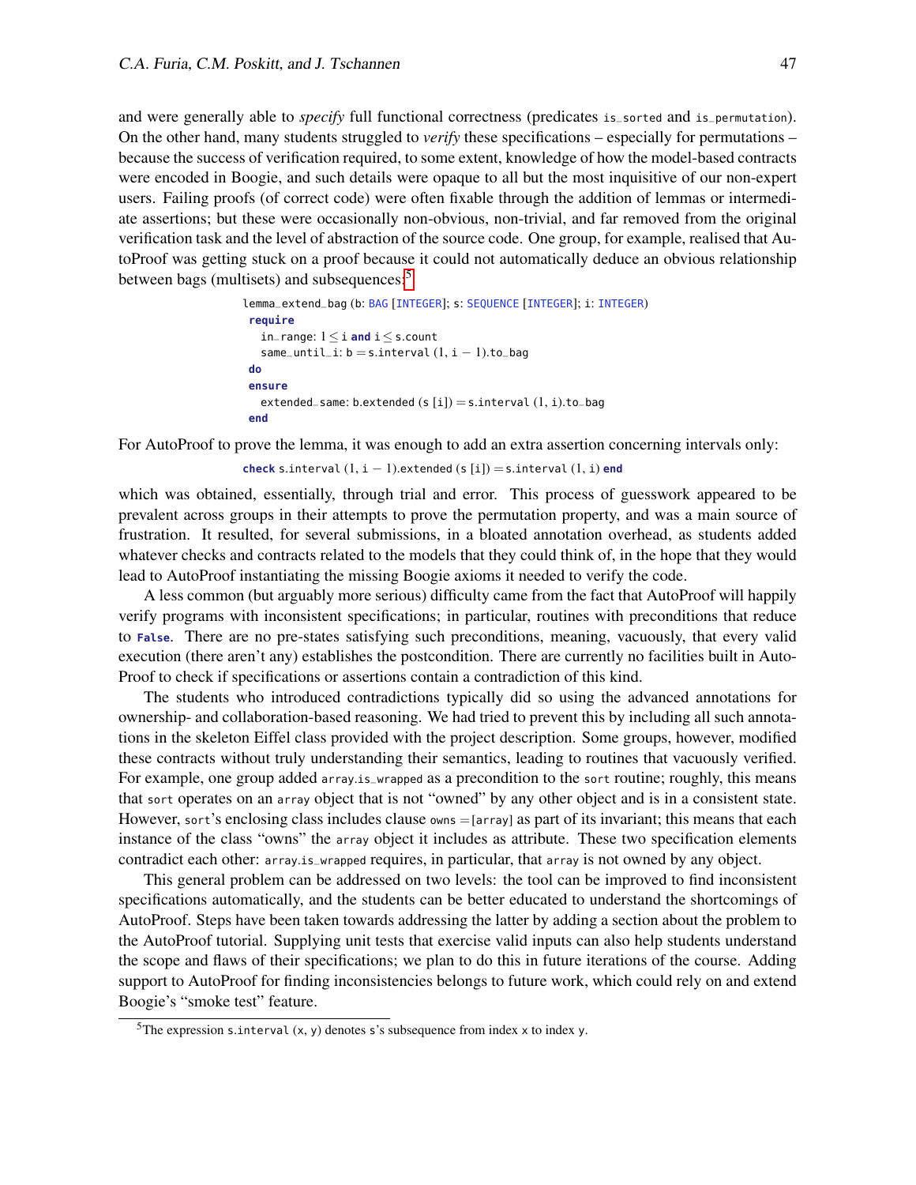and were generally able to *specify* full functional correctness (predicates `is_sorted` and `is_permutation`). On the other hand, many students struggled to *verify* these specifications – especially for permutations – because the success of verification required, to some extent, knowledge of how the model-based contracts were encoded in Boogie, and such details were opaque to all but the most inquisitive of our non-expert users. Failing proofs (of correct code) were often fixable through the addition of lemmas or intermediate assertions; but these were occasionally non-obvious, non-trivial, and far removed from the original verification task and the level of abstraction of the source code. One group, for example, realised that AutoProof was getting stuck on a proof because it could not automatically deduce an obvious relationship between bags (multisets) and subsequences:[5]

```
lemma_extend_bag (b: BAG [INTEGER]; s: SEQUENCE [INTEGER]; i: INTEGER)
 require
   in_range: 1 ≤ i and i ≤ s.count
   same_until_i: b = s.interval (1, i − 1).to_bag
 do
 ensure
   extended_same: b.extended (s [i]) = s.interval (1, i).to_bag
 end
```

For AutoProof to prove the lemma, it was enough to add an extra assertion concerning intervals only:

```
check s.interval (1, i − 1).extended (s [i]) = s.interval (1, i) end
```

which was obtained, essentially, through trial and error. This process of guesswork appeared to be prevalent across groups in their attempts to prove the permutation property, and was a main source of frustration. It resulted, for several submissions, in a bloated annotation overhead, as students added whatever checks and contracts related to the models that they could think of, in the hope that they would lead to AutoProof instantiating the missing Boogie axioms it needed to verify the code.

A less common (but arguably more serious) difficulty came from the fact that AutoProof will happily verify programs with inconsistent specifications; in particular, routines with preconditions that reduce to **False**. There are no pre-states satisfying such preconditions, meaning, vacuously, that every valid execution (there aren't any) establishes the postcondition. There are currently no facilities built in AutoProof to check if specifications or assertions contain a contradiction of this kind.

The students who introduced contradictions typically did so using the advanced annotations for ownership- and collaboration-based reasoning. We had tried to prevent this by including all such annotations in the skeleton Eiffel class provided with the project description. Some groups, however, modified these contracts without truly understanding their semantics, leading to routines that vacuously verified. For example, one group added `array.is_wrapped` as a precondition to the `sort` routine; roughly, this means that `sort` operates on an `array` object that is not "owned" by any other object and is in a consistent state. However, `sort`'s enclosing class includes clause `owns = [array]` as part of its invariant; this means that each instance of the class "owns" the `array` object it includes as attribute. These two specification elements contradict each other: `array.is_wrapped` requires, in particular, that `array` is not owned by any object.

This general problem can be addressed on two levels: the tool can be improved to find inconsistent specifications automatically, and the students can be better educated to understand the shortcomings of AutoProof. Steps have been taken towards addressing the latter by adding a section about the problem to the AutoProof tutorial. Supplying unit tests that exercise valid inputs can also help students understand the scope and flaws of their specifications; we plan to do this in future iterations of the course. Adding support to AutoProof for finding inconsistencies belongs to future work, which could rely on and extend Boogie's "smoke test" feature.

[5] The expression `s.interval (x, y)` denotes `s`'s subsequence from index `x` to index `y`.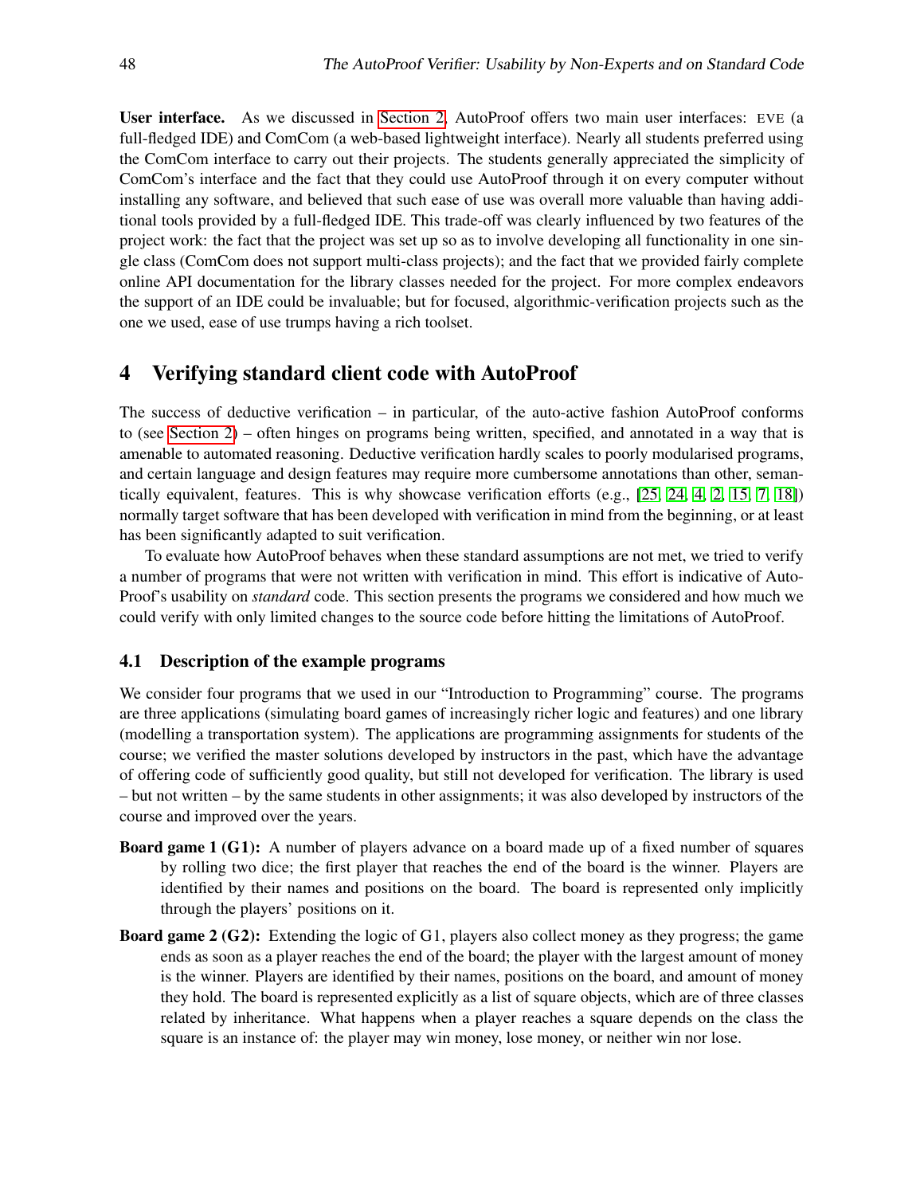**User interface.** As we discussed in Section 2, AutoProof offers two main user interfaces: EVE (a full-fledged IDE) and ComCom (a web-based lightweight interface). Nearly all students preferred using the ComCom interface to carry out their projects. The students generally appreciated the simplicity of ComCom's interface and the fact that they could use AutoProof through it on every computer without installing any software, and believed that such ease of use was overall more valuable than having additional tools provided by a full-fledged IDE. This trade-off was clearly influenced by two features of the project work: the fact that the project was set up so as to involve developing all functionality in one single class (ComCom does not support multi-class projects); and the fact that we provided fairly complete online API documentation for the library classes needed for the project. For more complex endeavors the support of an IDE could be invaluable; but for focused, algorithmic-verification projects such as the one we used, ease of use trumps having a rich toolset.

## 4 Verifying standard client code with AutoProof

The success of deductive verification – in particular, of the auto-active fashion AutoProof conforms to (see Section 2) – often hinges on programs being written, specified, and annotated in a way that is amenable to automated reasoning. Deductive verification hardly scales to poorly modularised programs, and certain language and design features may require more cumbersome annotations than other, semantically equivalent, features. This is why showcase verification efforts (e.g., [25, 24, 4, 2, 15, 7, 18]) normally target software that has been developed with verification in mind from the beginning, or at least has been significantly adapted to suit verification.

To evaluate how AutoProof behaves when these standard assumptions are not met, we tried to verify a number of programs that were not written with verification in mind. This effort is indicative of AutoProof's usability on *standard* code. This section presents the programs we considered and how much we could verify with only limited changes to the source code before hitting the limitations of AutoProof.

### 4.1 Description of the example programs

We consider four programs that we used in our "Introduction to Programming" course. The programs are three applications (simulating board games of increasingly richer logic and features) and one library (modelling a transportation system). The applications are programming assignments for students of the course; we verified the master solutions developed by instructors in the past, which have the advantage of offering code of sufficiently good quality, but still not developed for verification. The library is used – but not written – by the same students in other assignments; it was also developed by instructors of the course and improved over the years.

- **Board game 1 (G1):** A number of players advance on a board made up of a fixed number of squares by rolling two dice; the first player that reaches the end of the board is the winner. Players are identified by their names and positions on the board. The board is represented only implicitly through the players' positions on it.
- **Board game 2 (G2):** Extending the logic of G1, players also collect money as they progress; the game ends as soon as a player reaches the end of the board; the player with the largest amount of money is the winner. Players are identified by their names, positions on the board, and amount of money they hold. The board is represented explicitly as a list of square objects, which are of three classes related by inheritance. What happens when a player reaches a square depends on the class the square is an instance of: the player may win money, lose money, or neither win nor lose.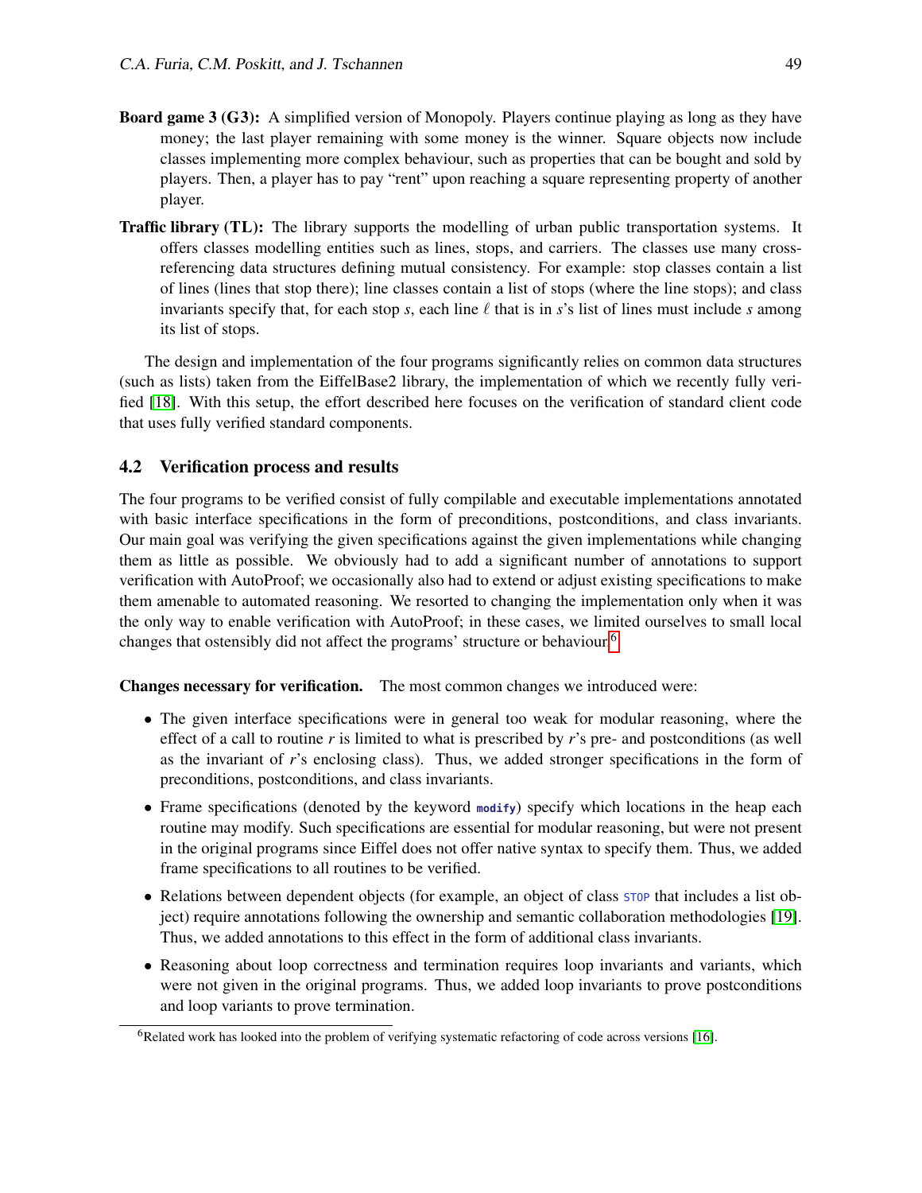**Board game 3 (G3):** A simplified version of Monopoly. Players continue playing as long as they have money; the last player remaining with some money is the winner. Square objects now include classes implementing more complex behaviour, such as properties that can be bought and sold by players. Then, a player has to pay "rent" upon reaching a square representing property of another player.

**Traffic library (TL):** The library supports the modelling of urban public transportation systems. It offers classes modelling entities such as lines, stops, and carriers. The classes use many cross-referencing data structures defining mutual consistency. For example: stop classes contain a list of lines (lines that stop there); line classes contain a list of stops (where the line stops); and class invariants specify that, for each stop $s$, each line $\ell$ that is in $s$'s list of lines must include $s$ among its list of stops.

The design and implementation of the four programs significantly relies on common data structures (such as lists) taken from the EiffelBase2 library, the implementation of which we recently fully verified [18]. With this setup, the effort described here focuses on the verification of standard client code that uses fully verified standard components.

### 4.2 Verification process and results

The four programs to be verified consist of fully compilable and executable implementations annotated with basic interface specifications in the form of preconditions, postconditions, and class invariants. Our main goal was verifying the given specifications against the given implementations while changing them as little as possible. We obviously had to add a significant number of annotations to support verification with AutoProof; we occasionally also had to extend or adjust existing specifications to make them amenable to automated reasoning. We resorted to changing the implementation only when it was the only way to enable verification with AutoProof; in these cases, we limited ourselves to small local changes that ostensibly did not affect the programs' structure or behaviour.[6]

**Changes necessary for verification.** The most common changes we introduced were:

- The given interface specifications were in general too weak for modular reasoning, where the effect of a call to routine $r$ is limited to what is prescribed by $r$'s pre- and postconditions (as well as the invariant of $r$'s enclosing class). Thus, we added stronger specifications in the form of preconditions, postconditions, and class invariants.
- Frame specifications (denoted by the keyword `modify`) specify which locations in the heap each routine may modify. Such specifications are essential for modular reasoning, but were not present in the original programs since Eiffel does not offer native syntax to specify them. Thus, we added frame specifications to all routines to be verified.
- Relations between dependent objects (for example, an object of class `STOP` that includes a list object) require annotations following the ownership and semantic collaboration methodologies [19]. Thus, we added annotations to this effect in the form of additional class invariants.
- Reasoning about loop correctness and termination requires loop invariants and variants, which were not given in the original programs. Thus, we added loop invariants to prove postconditions and loop variants to prove termination.

[6] Related work has looked into the problem of verifying systematic refactoring of code across versions [16].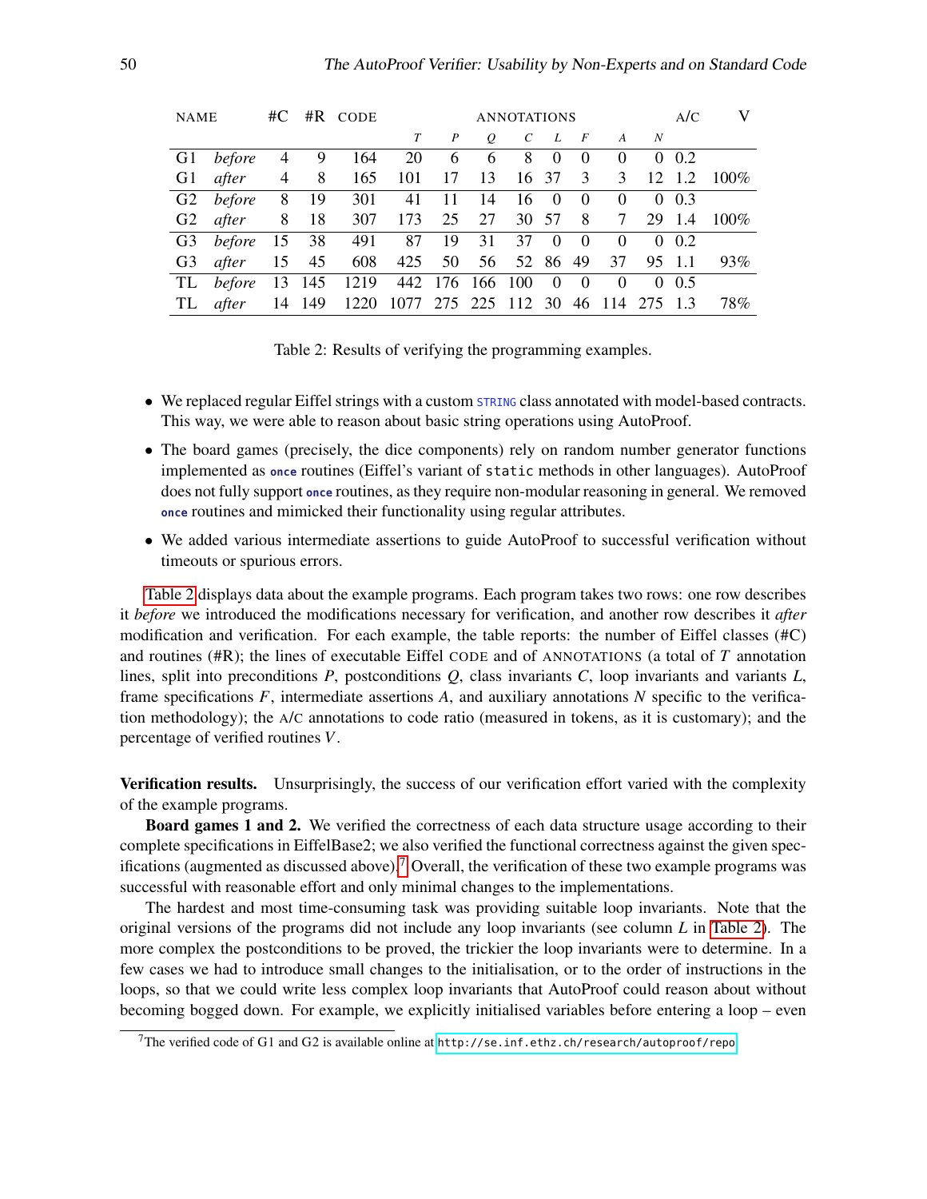| NAME | | #C | #R | CODE | ANNOTATIONS | | | | | | | | A/C | V |
|---|---|---|---|---|---|---|---|---|---|---|---|---|---|---|
| | | | | | *T* | *P* | *Q* | *C* | *L* | *F* | *A* | *N* | | |
| G1 | *before* | 4 | 9 | 164 | 20 | 6 | 6 | 8 | 0 | 0 | 0 | 0 | 0.2 | |
| G1 | *after* | 4 | 8 | 165 | 101 | 17 | 13 | 16 | 37 | 3 | 3 | 12 | 1.2 | 100% |
| G2 | *before* | 8 | 19 | 301 | 41 | 11 | 14 | 16 | 0 | 0 | 0 | 0 | 0.3 | |
| G2 | *after* | 8 | 18 | 307 | 173 | 25 | 27 | 30 | 57 | 8 | 7 | 29 | 1.4 | 100% |
| G3 | *before* | 15 | 38 | 491 | 87 | 19 | 31 | 37 | 0 | 0 | 0 | 0 | 0.2 | |
| G3 | *after* | 15 | 45 | 608 | 425 | 50 | 56 | 52 | 86 | 49 | 37 | 95 | 1.1 | 93% |
| TL | *before* | 13 | 145 | 1219 | 442 | 176 | 166 | 100 | 0 | 0 | 0 | 0 | 0.5 | |
| TL | *after* | 14 | 149 | 1220 | 1077 | 275 | 225 | 112 | 30 | 46 | 114 | 275 | 1.3 | 78% |

Table 2: Results of verifying the programming examples.

- We replaced regular Eiffel strings with a custom `STRING` class annotated with model-based contracts. This way, we were able to reason about basic string operations using AutoProof.
- The board games (precisely, the dice components) rely on random number generator functions implemented as **once** routines (Eiffel's variant of `static` methods in other languages). AutoProof does not fully support **once** routines, as they require non-modular reasoning in general. We removed **once** routines and mimicked their functionality using regular attributes.
- We added various intermediate assertions to guide AutoProof to successful verification without timeouts or spurious errors.

Table 2 displays data about the example programs. Each program takes two rows: one row describes it *before* we introduced the modifications necessary for verification, and another row describes it *after* modification and verification. For each example, the table reports: the number of Eiffel classes (#C) and routines (#R); the lines of executable Eiffel CODE and of ANNOTATIONS (a total of $T$ annotation lines, split into preconditions $P$, postconditions $Q$, class invariants $C$, loop invariants and variants $L$, frame specifications $F$, intermediate assertions $A$, and auxiliary annotations $N$ specific to the verification methodology); the A/C annotations to code ratio (measured in tokens, as it is customary); and the percentage of verified routines $V$.

**Verification results.** Unsurprisingly, the success of our verification effort varied with the complexity of the example programs.

**Board games 1 and 2.** We verified the correctness of each data structure usage according to their complete specifications in EiffelBase2; we also verified the functional correctness against the given specifications (augmented as discussed above).[7] Overall, the verification of these two example programs was successful with reasonable effort and only minimal changes to the implementations.

The hardest and most time-consuming task was providing suitable loop invariants. Note that the original versions of the programs did not include any loop invariants (see column $L$ in Table 2). The more complex the postconditions to be proved, the trickier the loop invariants were to determine. In a few cases we had to introduce small changes to the initialisation, or to the order of instructions in the loops, so that we could write less complex loop invariants that AutoProof could reason about without becoming bogged down. For example, we explicitly initialised variables before entering a loop – even

[7] The verified code of G1 and G2 is available online at `http://se.inf.ethz.ch/research/autoproof/repo`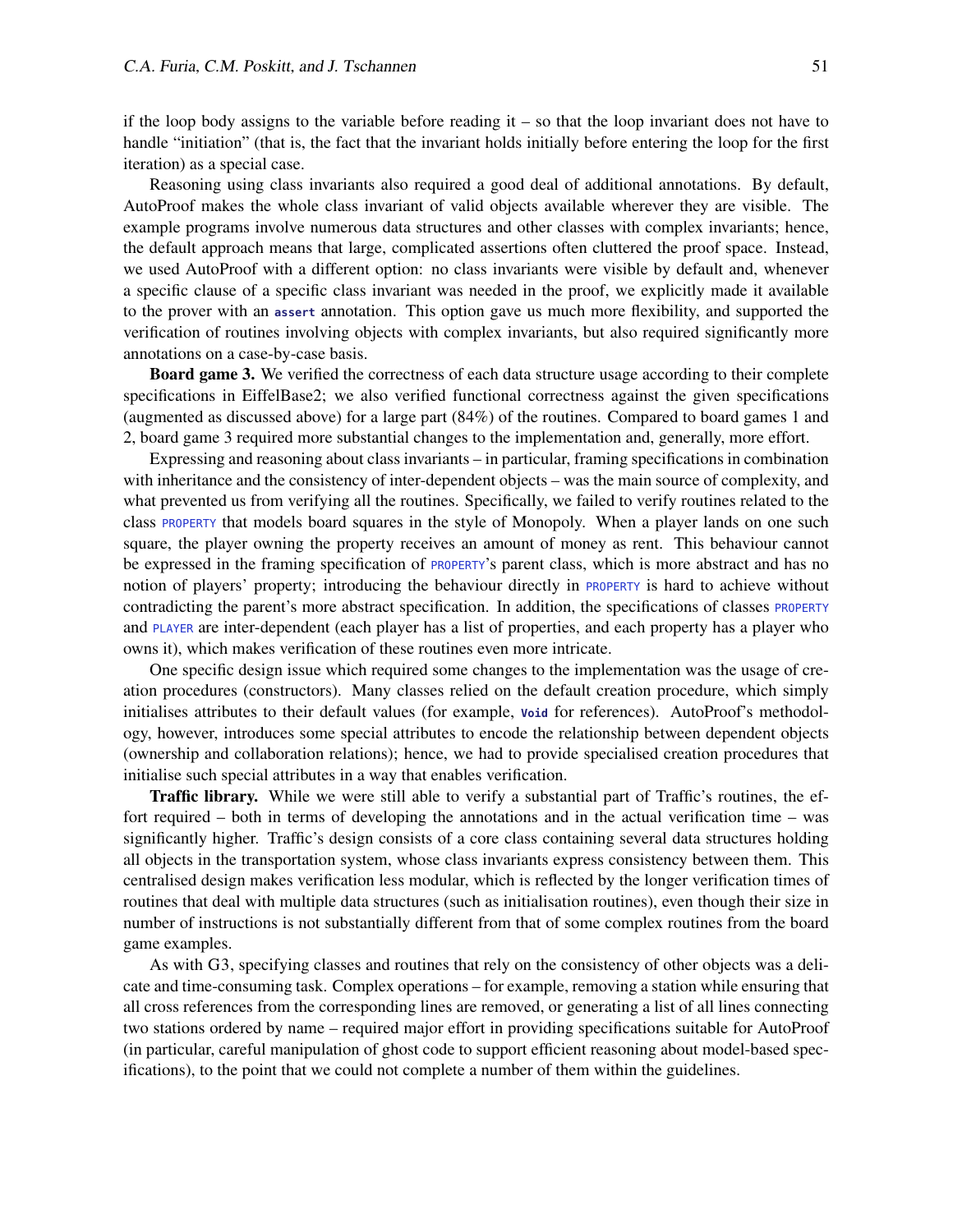if the loop body assigns to the variable before reading it – so that the loop invariant does not have to handle "initiation" (that is, the fact that the invariant holds initially before entering the loop for the first iteration) as a special case.

Reasoning using class invariants also required a good deal of additional annotations. By default, AutoProof makes the whole class invariant of valid objects available wherever they are visible. The example programs involve numerous data structures and other classes with complex invariants; hence, the default approach means that large, complicated assertions often cluttered the proof space. Instead, we used AutoProof with a different option: no class invariants were visible by default and, whenever a specific clause of a specific class invariant was needed in the proof, we explicitly made it available to the prover with an `assert` annotation. This option gave us much more flexibility, and supported the verification of routines involving objects with complex invariants, but also required significantly more annotations on a case-by-case basis.

**Board game 3.** We verified the correctness of each data structure usage according to their complete specifications in EiffelBase2; we also verified functional correctness against the given specifications (augmented as discussed above) for a large part (84%) of the routines. Compared to board games 1 and 2, board game 3 required more substantial changes to the implementation and, generally, more effort.

Expressing and reasoning about class invariants – in particular, framing specifications in combination with inheritance and the consistency of inter-dependent objects – was the main source of complexity, and what prevented us from verifying all the routines. Specifically, we failed to verify routines related to the class `PROPERTY` that models board squares in the style of Monopoly. When a player lands on one such square, the player owning the property receives an amount of money as rent. This behaviour cannot be expressed in the framing specification of `PROPERTY`'s parent class, which is more abstract and has no notion of players' property; introducing the behaviour directly in `PROPERTY` is hard to achieve without contradicting the parent's more abstract specification. In addition, the specifications of classes `PROPERTY` and `PLAYER` are inter-dependent (each player has a list of properties, and each property has a player who owns it), which makes verification of these routines even more intricate.

One specific design issue which required some changes to the implementation was the usage of creation procedures (constructors). Many classes relied on the default creation procedure, which simply initialises attributes to their default values (for example, `Void` for references). AutoProof's methodology, however, introduces some special attributes to encode the relationship between dependent objects (ownership and collaboration relations); hence, we had to provide specialised creation procedures that initialise such special attributes in a way that enables verification.

**Traffic library.** While we were still able to verify a substantial part of Traffic's routines, the effort required – both in terms of developing the annotations and in the actual verification time – was significantly higher. Traffic's design consists of a core class containing several data structures holding all objects in the transportation system, whose class invariants express consistency between them. This centralised design makes verification less modular, which is reflected by the longer verification times of routines that deal with multiple data structures (such as initialisation routines), even though their size in number of instructions is not substantially different from that of some complex routines from the board game examples.

As with G3, specifying classes and routines that rely on the consistency of other objects was a delicate and time-consuming task. Complex operations – for example, removing a station while ensuring that all cross references from the corresponding lines are removed, or generating a list of all lines connecting two stations ordered by name – required major effort in providing specifications suitable for AutoProof (in particular, careful manipulation of ghost code to support efficient reasoning about model-based specifications), to the point that we could not complete a number of them within the guidelines.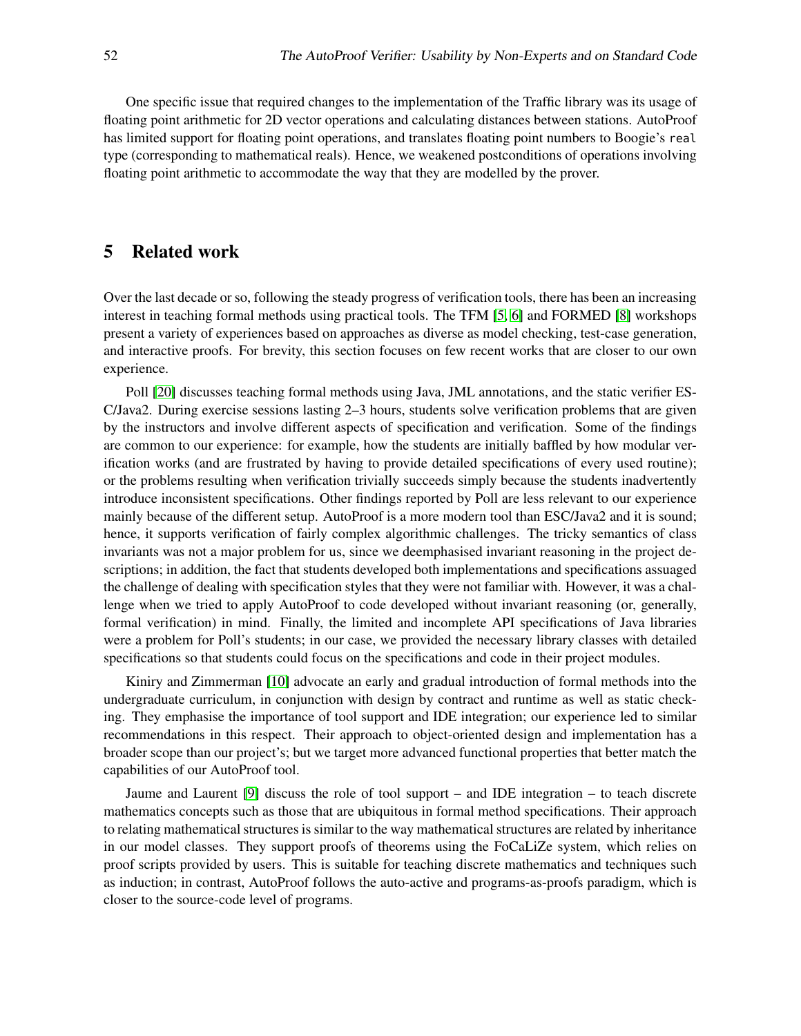One specific issue that required changes to the implementation of the Traffic library was its usage of floating point arithmetic for 2D vector operations and calculating distances between stations. AutoProof has limited support for floating point operations, and translates floating point numbers to Boogie's `real` type (corresponding to mathematical reals). Hence, we weakened postconditions of operations involving floating point arithmetic to accommodate the way that they are modelled by the prover.

## 5 Related work

Over the last decade or so, following the steady progress of verification tools, there has been an increasing interest in teaching formal methods using practical tools. The TFM [5, 6] and FORMED [8] workshops present a variety of experiences based on approaches as diverse as model checking, test-case generation, and interactive proofs. For brevity, this section focuses on few recent works that are closer to our own experience.

Poll [20] discusses teaching formal methods using Java, JML annotations, and the static verifier ESC/Java2. During exercise sessions lasting 2–3 hours, students solve verification problems that are given by the instructors and involve different aspects of specification and verification. Some of the findings are common to our experience: for example, how the students are initially baffled by how modular verification works (and are frustrated by having to provide detailed specifications of every used routine); or the problems resulting when verification trivially succeeds simply because the students inadvertently introduce inconsistent specifications. Other findings reported by Poll are less relevant to our experience mainly because of the different setup. AutoProof is a more modern tool than ESC/Java2 and it is sound; hence, it supports verification of fairly complex algorithmic challenges. The tricky semantics of class invariants was not a major problem for us, since we deemphasised invariant reasoning in the project descriptions; in addition, the fact that students developed both implementations and specifications assuaged the challenge of dealing with specification styles that they were not familiar with. However, it was a challenge when we tried to apply AutoProof to code developed without invariant reasoning (or, generally, formal verification) in mind. Finally, the limited and incomplete API specifications of Java libraries were a problem for Poll's students; in our case, we provided the necessary library classes with detailed specifications so that students could focus on the specifications and code in their project modules.

Kiniry and Zimmerman [10] advocate an early and gradual introduction of formal methods into the undergraduate curriculum, in conjunction with design by contract and runtime as well as static checking. They emphasise the importance of tool support and IDE integration; our experience led to similar recommendations in this respect. Their approach to object-oriented design and implementation has a broader scope than our project's; but we target more advanced functional properties that better match the capabilities of our AutoProof tool.

Jaume and Laurent [9] discuss the role of tool support – and IDE integration – to teach discrete mathematics concepts such as those that are ubiquitous in formal method specifications. Their approach to relating mathematical structures is similar to the way mathematical structures are related by inheritance in our model classes. They support proofs of theorems using the FoCaLiZe system, which relies on proof scripts provided by users. This is suitable for teaching discrete mathematics and techniques such as induction; in contrast, AutoProof follows the auto-active and programs-as-proofs paradigm, which is closer to the source-code level of programs.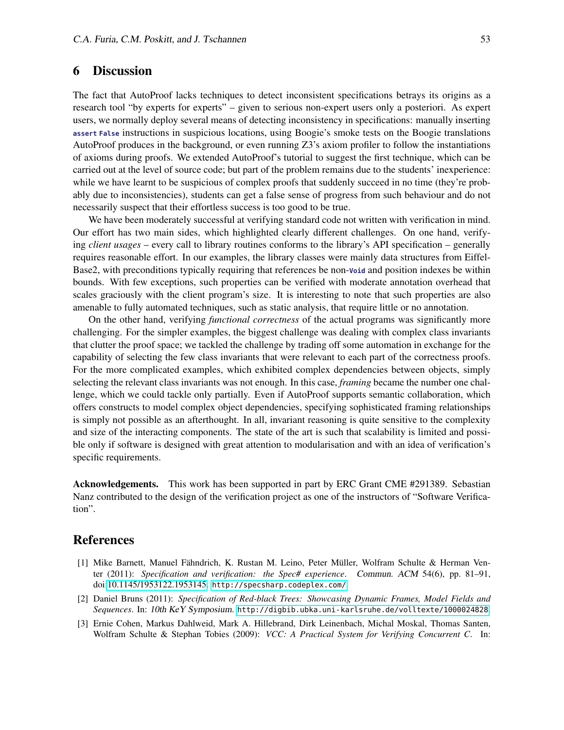## 6 Discussion

The fact that AutoProof lacks techniques to detect inconsistent specifications betrays its origins as a research tool "by experts for experts" – given to serious non-expert users only a posteriori. As expert users, we normally deploy several means of detecting inconsistency in specifications: manually inserting `assert False` instructions in suspicious locations, using Boogie's smoke tests on the Boogie translations AutoProof produces in the background, or even running Z3's axiom profiler to follow the instantiations of axioms during proofs. We extended AutoProof's tutorial to suggest the first technique, which can be carried out at the level of source code; but part of the problem remains due to the students' inexperience: while we have learnt to be suspicious of complex proofs that suddenly succeed in no time (they're probably due to inconsistencies), students can get a false sense of progress from such behaviour and do not necessarily suspect that their effortless success is too good to be true.

We have been moderately successful at verifying standard code not written with verification in mind. Our effort has two main sides, which highlighted clearly different challenges. On one hand, verifying *client usages* – every call to library routines conforms to the library's API specification – generally requires reasonable effort. In our examples, the library classes were mainly data structures from EiffelBase2, with preconditions typically requiring that references be non-`Void` and position indexes be within bounds. With few exceptions, such properties can be verified with moderate annotation overhead that scales graciously with the client program's size. It is interesting to note that such properties are also amenable to fully automated techniques, such as static analysis, that require little or no annotation.

On the other hand, verifying *functional correctness* of the actual programs was significantly more challenging. For the simpler examples, the biggest challenge was dealing with complex class invariants that clutter the proof space; we tackled the challenge by trading off some automation in exchange for the capability of selecting the few class invariants that were relevant to each part of the correctness proofs. For the more complicated examples, which exhibited complex dependencies between objects, simply selecting the relevant class invariants was not enough. In this case, *framing* became the number one challenge, which we could tackle only partially. Even if AutoProof supports semantic collaboration, which offers constructs to model complex object dependencies, specifying sophisticated framing relationships is simply not possible as an afterthought. In all, invariant reasoning is quite sensitive to the complexity and size of the interacting components. The state of the art is such that scalability is limited and possible only if software is designed with great attention to modularisation and with an idea of verification's specific requirements.

**Acknowledgements.** This work has been supported in part by ERC Grant CME #291389. Sebastian Nanz contributed to the design of the verification project as one of the instructors of "Software Verification".

## References

[1] Mike Barnett, Manuel Fähndrich, K. Rustan M. Leino, Peter Müller, Wolfram Schulte & Herman Venter (2011): *Specification and verification: the Spec# experience*. Commun. ACM 54(6), pp. 81–91, doi:10.1145/1953122.1953145. http://specsharp.codeplex.com/

[2] Daniel Bruns (2011): *Specification of Red-black Trees: Showcasing Dynamic Frames, Model Fields and Sequences*. In: 10th KeY Symposium. http://digbib.ubka.uni-karlsruhe.de/volltexte/1000024828

[3] Ernie Cohen, Markus Dahlweid, Mark A. Hillebrand, Dirk Leinenbach, Michal Moskal, Thomas Santen, Wolfram Schulte & Stephan Tobies (2009): *VCC: A Practical System for Verifying Concurrent C*. In: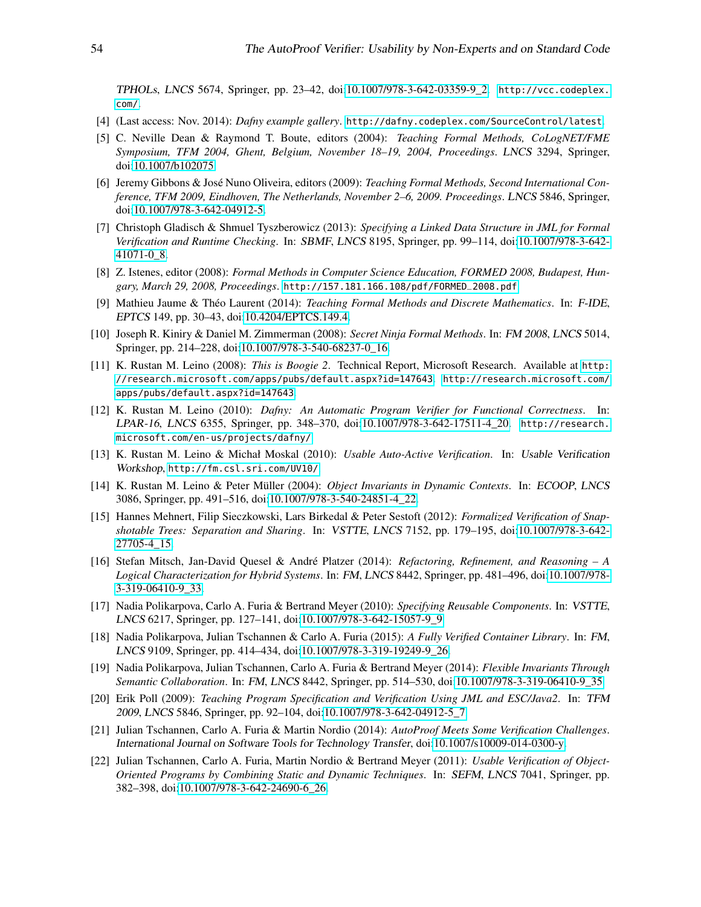*TPHOLs*, *LNCS* 5674, Springer, pp. 23–42, doi:10.1007/978-3-642-03359-9_2. http://vcc.codeplex.com/.

[4] (Last access: Nov. 2014): *Dafny example gallery*. http://dafny.codeplex.com/SourceControl/latest.

[5] C. Neville Dean & Raymond T. Boute, editors (2004): *Teaching Formal Methods, CoLogNET/FME Symposium, TFM 2004, Ghent, Belgium, November 18–19, 2004, Proceedings*. *LNCS* 3294, Springer, doi:10.1007/b102075.

[6] Jeremy Gibbons & José Nuno Oliveira, editors (2009): *Teaching Formal Methods, Second International Conference, TFM 2009, Eindhoven, The Netherlands, November 2–6, 2009. Proceedings*. *LNCS* 5846, Springer, doi:10.1007/978-3-642-04912-5.

[7] Christoph Gladisch & Shmuel Tyszberowicz (2013): *Specifying a Linked Data Structure in JML for Formal Verification and Runtime Checking*. In: *SBMF*, *LNCS* 8195, Springer, pp. 99–114, doi:10.1007/978-3-642-41071-0_8.

[8] Z. Istenes, editor (2008): *Formal Methods in Computer Science Education, FORMED 2008, Budapest, Hungary, March 29, 2008, Proceedings*. http://157.181.166.108/pdf/FORMED_2008.pdf.

[9] Mathieu Jaume & Théo Laurent (2014): *Teaching Formal Methods and Discrete Mathematics*. In: *F-IDE*, *EPTCS* 149, pp. 30–43, doi:10.4204/EPTCS.149.4.

[10] Joseph R. Kiniry & Daniel M. Zimmerman (2008): *Secret Ninja Formal Methods*. In: *FM 2008*, *LNCS* 5014, Springer, pp. 214–228, doi:10.1007/978-3-540-68237-0_16.

[11] K. Rustan M. Leino (2008): *This is Boogie 2*. Technical Report, Microsoft Research. Available at http://research.microsoft.com/apps/pubs/default.aspx?id=147643. http://research.microsoft.com/apps/pubs/default.aspx?id=147643.

[12] K. Rustan M. Leino (2010): *Dafny: An Automatic Program Verifier for Functional Correctness*. In: *LPAR-16*, *LNCS* 6355, Springer, pp. 348–370, doi:10.1007/978-3-642-17511-4_20. http://research.microsoft.com/en-us/projects/dafny/.

[13] K. Rustan M. Leino & Michał Moskal (2010): *Usable Auto-Active Verification*. In: *Usable Verification Workshop*, http://fm.csl.sri.com/UV10/.

[14] K. Rustan M. Leino & Peter Müller (2004): *Object Invariants in Dynamic Contexts*. In: *ECOOP*, *LNCS* 3086, Springer, pp. 491–516, doi:10.1007/978-3-540-24851-4_22.

[15] Hannes Mehnert, Filip Sieczkowski, Lars Birkedal & Peter Sestoft (2012): *Formalized Verification of Snapshotable Trees: Separation and Sharing*. In: *VSTTE*, *LNCS* 7152, pp. 179–195, doi:10.1007/978-3-642-27705-4_15.

[16] Stefan Mitsch, Jan-David Quesel & André Platzer (2014): *Refactoring, Refinement, and Reasoning – A Logical Characterization for Hybrid Systems*. In: *FM*, *LNCS* 8442, Springer, pp. 481–496, doi:10.1007/978-3-319-06410-9_33.

[17] Nadia Polikarpova, Carlo A. Furia & Bertrand Meyer (2010): *Specifying Reusable Components*. In: *VSTTE*, *LNCS* 6217, Springer, pp. 127–141, doi:10.1007/978-3-642-15057-9_9.

[18] Nadia Polikarpova, Julian Tschannen & Carlo A. Furia (2015): *A Fully Verified Container Library*. In: *FM*, *LNCS* 9109, Springer, pp. 414–434, doi:10.1007/978-3-319-19249-9_26.

[19] Nadia Polikarpova, Julian Tschannen, Carlo A. Furia & Bertrand Meyer (2014): *Flexible Invariants Through Semantic Collaboration*. In: *FM*, *LNCS* 8442, Springer, pp. 514–530, doi:10.1007/978-3-319-06410-9_35.

[20] Erik Poll (2009): *Teaching Program Specification and Verification Using JML and ESC/Java2*. In: *TFM 2009*, *LNCS* 5846, Springer, pp. 92–104, doi:10.1007/978-3-642-04912-5_7.

[21] Julian Tschannen, Carlo A. Furia & Martin Nordio (2014): *AutoProof Meets Some Verification Challenges*. *International Journal on Software Tools for Technology Transfer*, doi:10.1007/s10009-014-0300-y.

[22] Julian Tschannen, Carlo A. Furia, Martin Nordio & Bertrand Meyer (2011): *Usable Verification of Object-Oriented Programs by Combining Static and Dynamic Techniques*. In: *SEFM*, *LNCS* 7041, Springer, pp. 382–398, doi:10.1007/978-3-642-24690-6_26.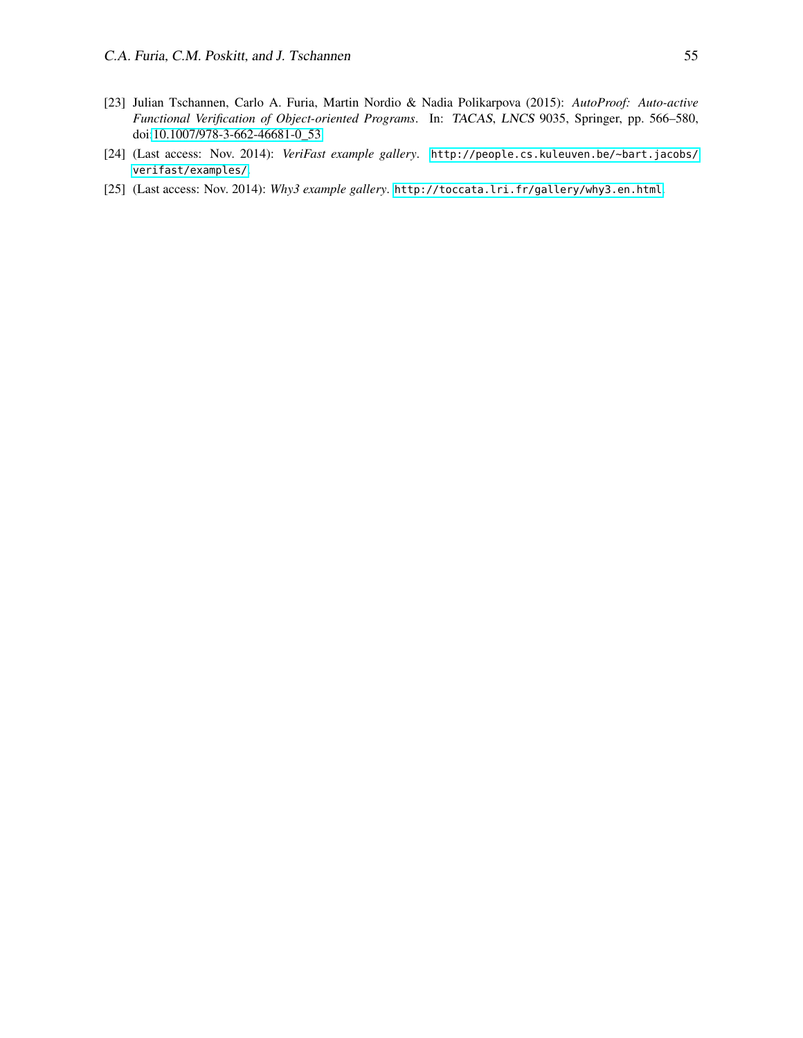[23] Julian Tschannen, Carlo A. Furia, Martin Nordio & Nadia Polikarpova (2015): *AutoProof: Auto-active Functional Verification of Object-oriented Programs*. In: *TACAS*, *LNCS* 9035, Springer, pp. 566–580, doi:10.1007/978-3-662-46681-0_53.

[24] (Last access: Nov. 2014): *VeriFast example gallery*. `http://people.cs.kuleuven.be/~bart.jacobs/verifast/examples/`.

[25] (Last access: Nov. 2014): *Why3 example gallery*. `http://toccata.lri.fr/gallery/why3.en.html`.